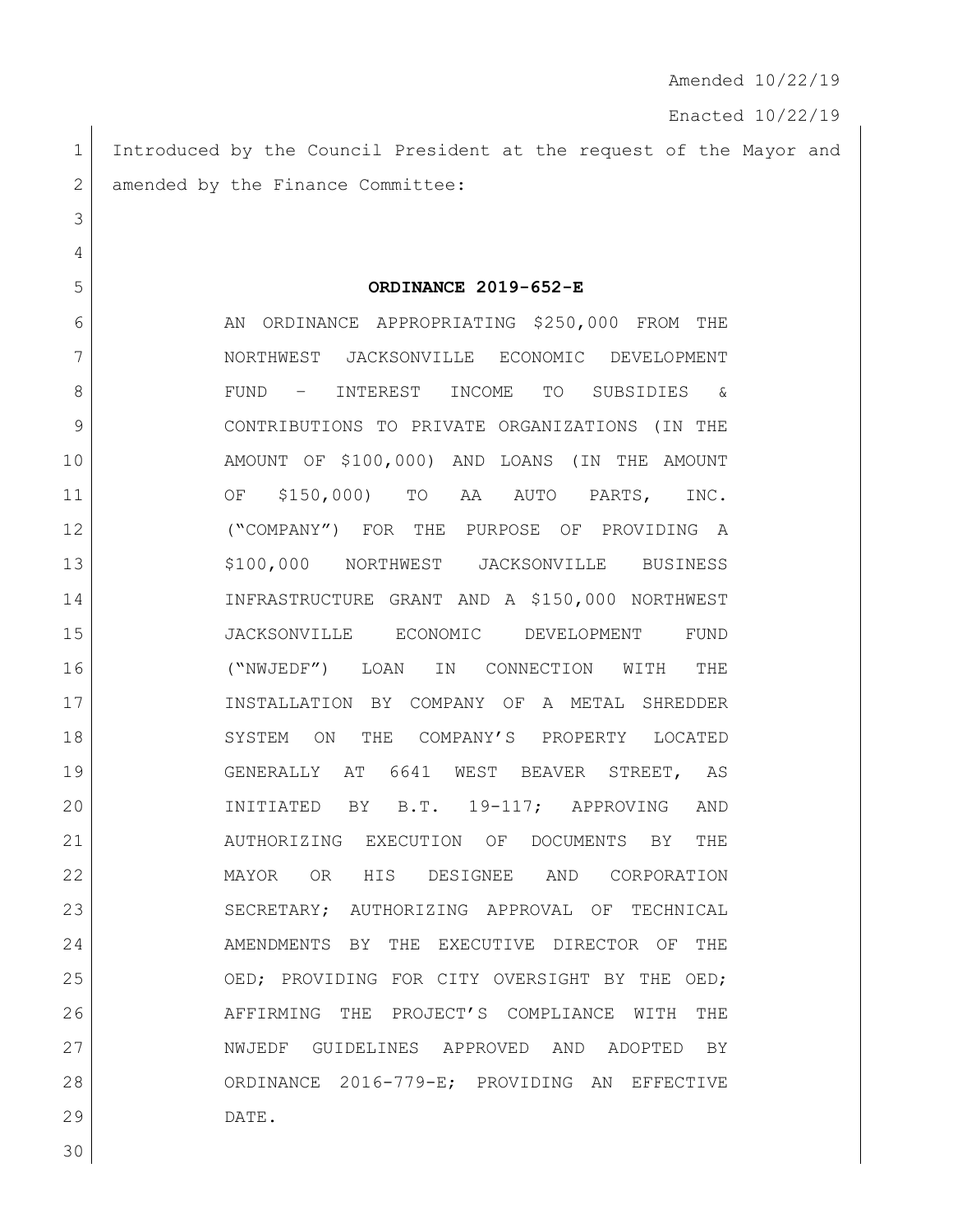Amended 10/22/19

Enacted 10/22/19

Introduced by the Council President at the request of the Mayor and amended by the Finance Committee:

**ORDINANCE 2019-652-E**

AN ORDINANCE APPROPRIATING $250,000 FROM THE NORTHWEST JACKSONVILLE ECONOMIC DEVELOPMENT FUND – INTEREST INCOME TO SUBSIDIES & CONTRIBUTIONS TO PRIVATE ORGANIZATIONS (IN THE AMOUNT OF $100,000) AND LOANS (IN THE AMOUNT OF $150,000) TO AA AUTO PARTS, INC. ("COMPANY") FOR THE PURPOSE OF PROVIDING A $100,000 NORTHWEST JACKSONVILLE BUSINESS INFRASTRUCTURE GRANT AND A $150,000 NORTHWEST JACKSONVILLE ECONOMIC DEVELOPMENT FUND ("NWJEDF") LOAN IN CONNECTION WITH THE INSTALLATION BY COMPANY OF A METAL SHREDDER SYSTEM ON THE COMPANY'S PROPERTY LOCATED GENERALLY AT 6641 WEST BEAVER STREET, AS INITIATED BY B.T. 19-117; APPROVING AND AUTHORIZING EXECUTION OF DOCUMENTS BY THE MAYOR OR HIS DESIGNEE AND CORPORATION SECRETARY; AUTHORIZING APPROVAL OF TECHNICAL AMENDMENTS BY THE EXECUTIVE DIRECTOR OF THE OED; PROVIDING FOR CITY OVERSIGHT BY THE OED; AFFIRMING THE PROJECT'S COMPLIANCE WITH THE NWJEDF GUIDELINES APPROVED AND ADOPTED BY ORDINANCE 2016-779-E; PROVIDING AN EFFECTIVE DATE.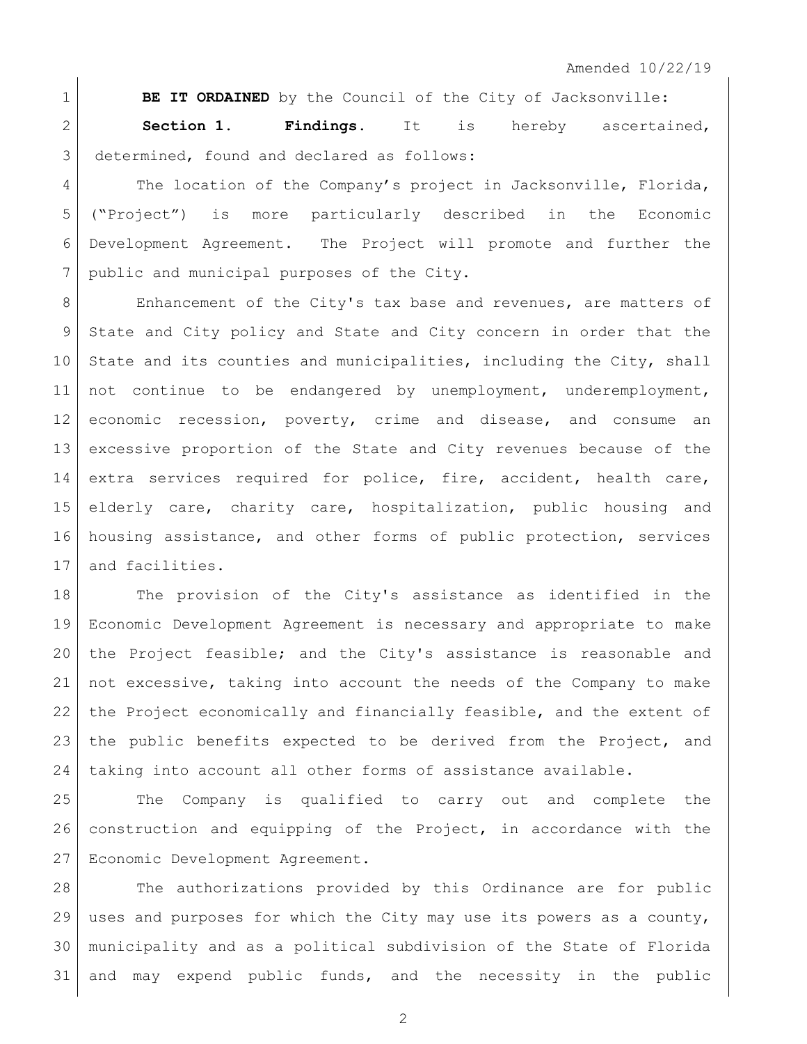Amended 10/22/19

**BE IT ORDAINED** by the Council of the City of Jacksonville:

**Section 1. Findings.** It is hereby ascertained, determined, found and declared as follows:

The location of the Company's project in Jacksonville, Florida, ("Project") is more particularly described in the Economic Development Agreement. The Project will promote and further the public and municipal purposes of the City.

Enhancement of the City's tax base and revenues, are matters of State and City policy and State and City concern in order that the State and its counties and municipalities, including the City, shall not continue to be endangered by unemployment, underemployment, economic recession, poverty, crime and disease, and consume an excessive proportion of the State and City revenues because of the extra services required for police, fire, accident, health care, elderly care, charity care, hospitalization, public housing and housing assistance, and other forms of public protection, services and facilities.

The provision of the City's assistance as identified in the Economic Development Agreement is necessary and appropriate to make the Project feasible; and the City's assistance is reasonable and not excessive, taking into account the needs of the Company to make the Project economically and financially feasible, and the extent of the public benefits expected to be derived from the Project, and taking into account all other forms of assistance available.

The Company is qualified to carry out and complete the construction and equipping of the Project, in accordance with the Economic Development Agreement.

The authorizations provided by this Ordinance are for public uses and purposes for which the City may use its powers as a county, municipality and as a political subdivision of the State of Florida and may expend public funds, and the necessity in the public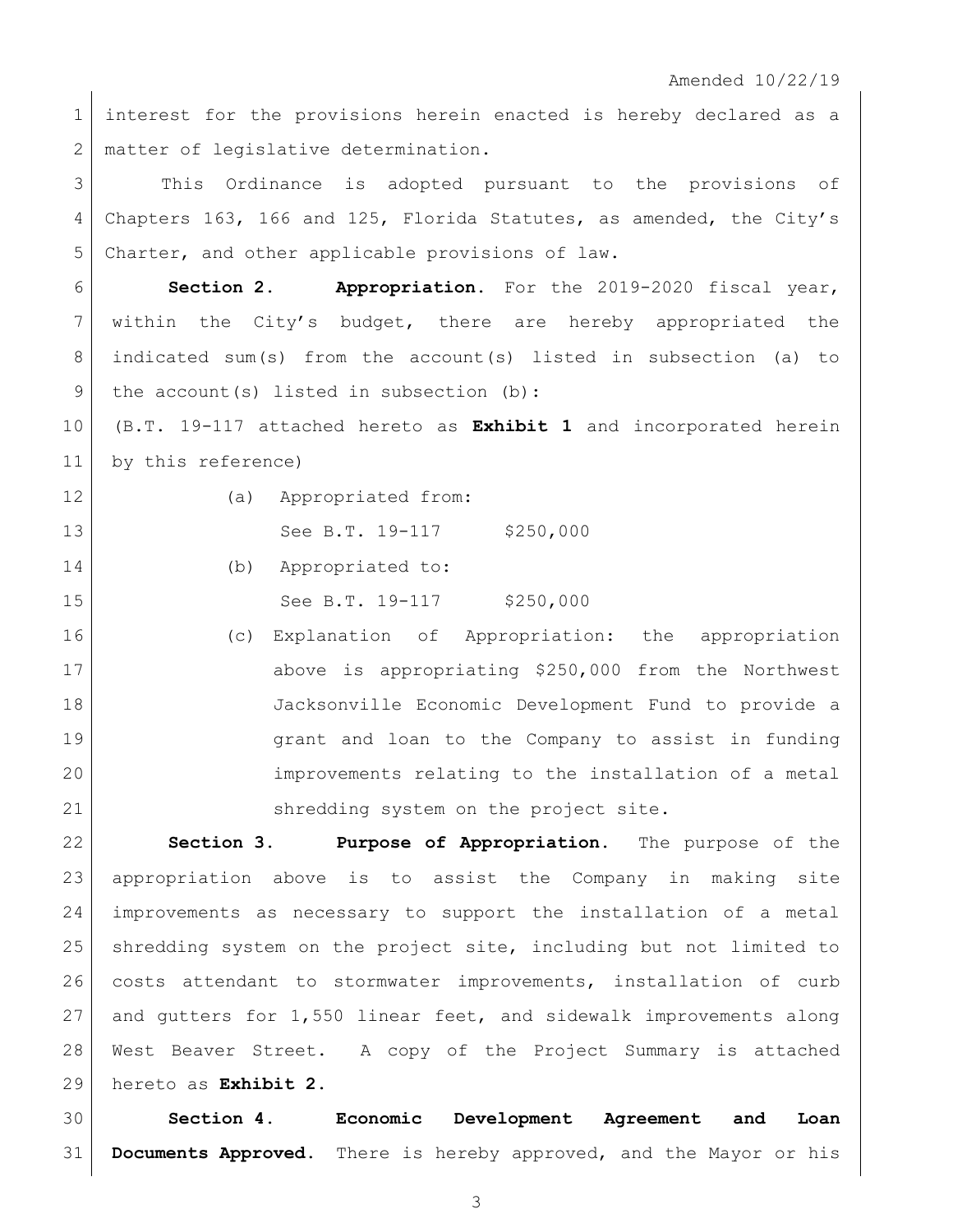Amended 10/22/19

interest for the provisions herein enacted is hereby declared as a matter of legislative determination.

This Ordinance is adopted pursuant to the provisions of Chapters 163, 166 and 125, Florida Statutes, as amended, the City's Charter, and other applicable provisions of law.

**Section 2. Appropriation.** For the 2019-2020 fiscal year, within the City's budget, there are hereby appropriated the indicated sum(s) from the account(s) listed in subsection (a) to the account(s) listed in subsection (b):

(B.T. 19-117 attached hereto as **Exhibit 1** and incorporated herein by this reference)

(a) Appropriated from:

See B.T. 19-117 $250,000

(b) Appropriated to:

See B.T. 19-117 $250,000

(c) Explanation of Appropriation: the appropriation above is appropriating $250,000 from the Northwest Jacksonville Economic Development Fund to provide a grant and loan to the Company to assist in funding improvements relating to the installation of a metal shredding system on the project site.

**Section 3. Purpose of Appropriation.** The purpose of the appropriation above is to assist the Company in making site improvements as necessary to support the installation of a metal shredding system on the project site, including but not limited to costs attendant to stormwater improvements, installation of curb and gutters for 1,550 linear feet, and sidewalk improvements along West Beaver Street. A copy of the Project Summary is attached hereto as **Exhibit 2.**

**Section 4. Economic Development Agreement and Loan Documents Approved.** There is hereby approved, and the Mayor or his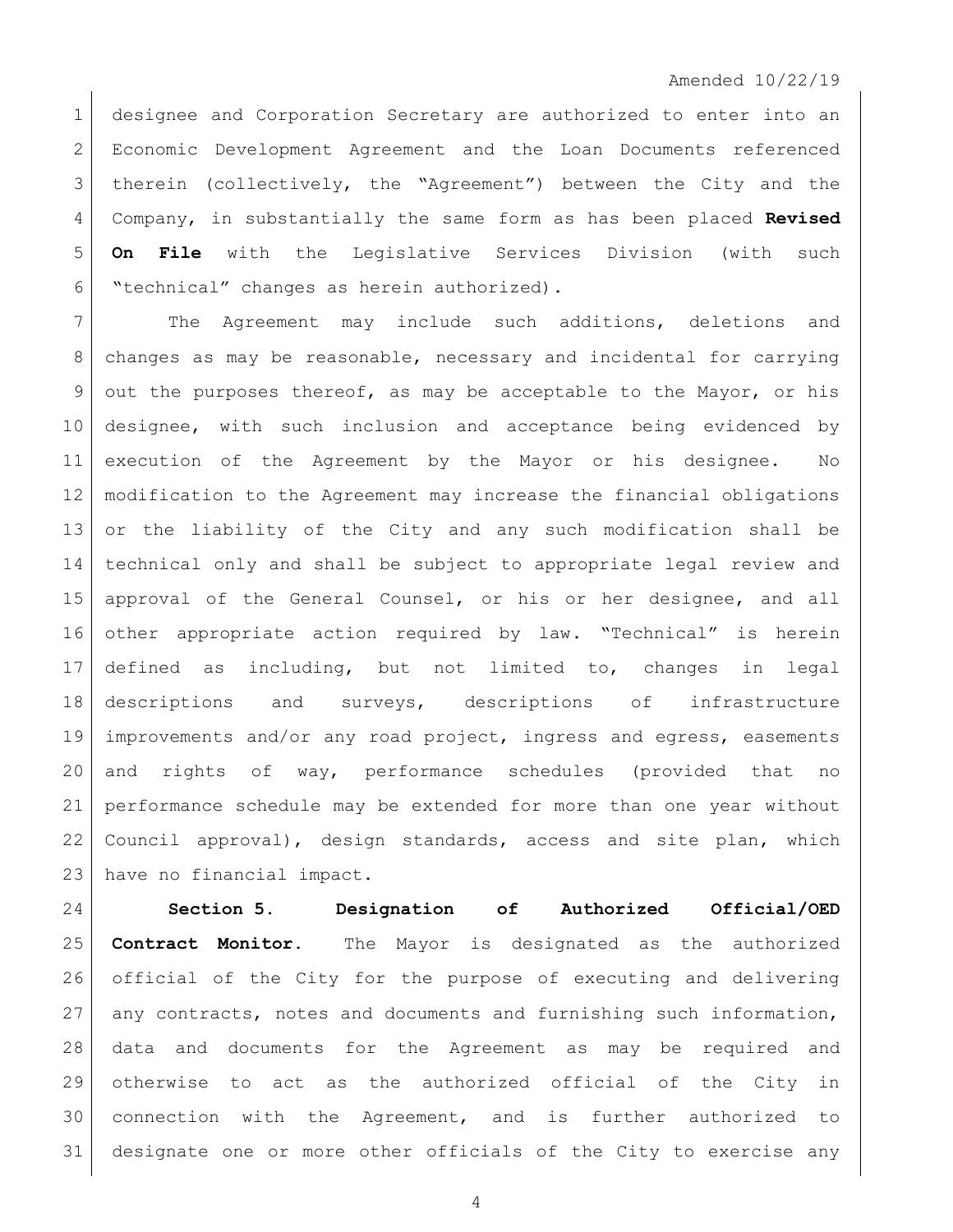designee and Corporation Secretary are authorized to enter into an Economic Development Agreement and the Loan Documents referenced therein (collectively, the "Agreement") between the City and the Company, in substantially the same form as has been placed **Revised On File** with the Legislative Services Division (with such "technical" changes as herein authorized).

The Agreement may include such additions, deletions and changes as may be reasonable, necessary and incidental for carrying out the purposes thereof, as may be acceptable to the Mayor, or his designee, with such inclusion and acceptance being evidenced by execution of the Agreement by the Mayor or his designee. No modification to the Agreement may increase the financial obligations or the liability of the City and any such modification shall be technical only and shall be subject to appropriate legal review and approval of the General Counsel, or his or her designee, and all other appropriate action required by law. "Technical" is herein defined as including, but not limited to, changes in legal descriptions and surveys, descriptions of infrastructure improvements and/or any road project, ingress and egress, easements and rights of way, performance schedules (provided that no performance schedule may be extended for more than one year without Council approval), design standards, access and site plan, which have no financial impact.

**Section 5. Designation of Authorized Official/OED Contract Monitor.** The Mayor is designated as the authorized official of the City for the purpose of executing and delivering any contracts, notes and documents and furnishing such information, data and documents for the Agreement as may be required and otherwise to act as the authorized official of the City in connection with the Agreement, and is further authorized to designate one or more other officials of the City to exercise any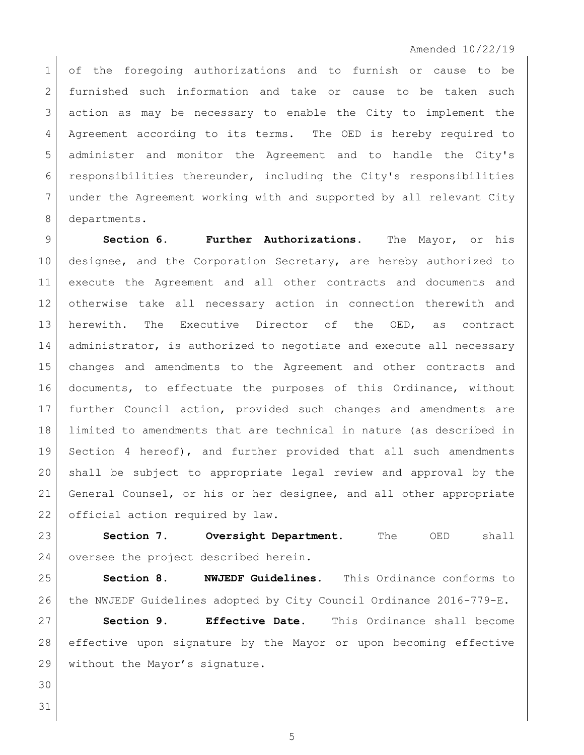Amended 10/22/19

of the foregoing authorizations and to furnish or cause to be furnished such information and take or cause to be taken such action as may be necessary to enable the City to implement the Agreement according to its terms. The OED is hereby required to administer and monitor the Agreement and to handle the City's responsibilities thereunder, including the City's responsibilities under the Agreement working with and supported by all relevant City departments.

**Section 6. Further Authorizations.** The Mayor, or his designee, and the Corporation Secretary, are hereby authorized to execute the Agreement and all other contracts and documents and otherwise take all necessary action in connection therewith and herewith. The Executive Director of the OED, as contract administrator, is authorized to negotiate and execute all necessary changes and amendments to the Agreement and other contracts and documents, to effectuate the purposes of this Ordinance, without further Council action, provided such changes and amendments are limited to amendments that are technical in nature (as described in Section 4 hereof), and further provided that all such amendments shall be subject to appropriate legal review and approval by the General Counsel, or his or her designee, and all other appropriate official action required by law.

**Section 7. Oversight Department.** The OED shall oversee the project described herein.

**Section 8. NWJEDF Guidelines.** This Ordinance conforms to the NWJEDF Guidelines adopted by City Council Ordinance 2016-779-E.

**Section 9. Effective Date.** This Ordinance shall become effective upon signature by the Mayor or upon becoming effective without the Mayor's signature.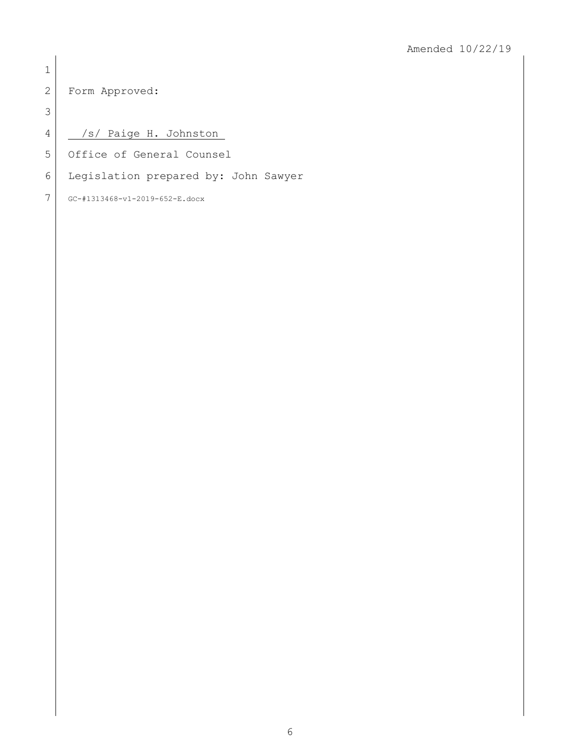Amended 10/22/19

Form Approved:

/s/ Paige H. Johnston

Office of General Counsel

Legislation prepared by: John Sawyer

GC-#1313468-v1-2019-652-E.docx